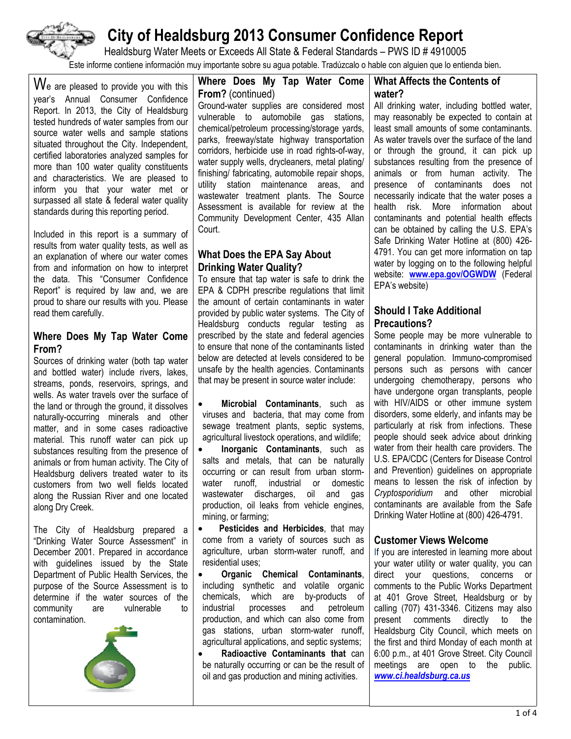# City of Healdsburg 2013 Consumer Confidence Report

Healdsburg Water Meets or Exceeds All State & Federal Standards – PWS ID # 4910005

Este informe contiene información muy importante sobre su agua potable. Tradúzcalo o hable con alguien que lo entienda bien.

We are pleased to provide you with this year's Annual Consumer Confidence Report. In 2013, the City of Healdsburg tested hundreds of water samples from our source water wells and sample stations situated throughout the City. Independent, certified laboratories analyzed samples for more than 100 water quality constituents and characteristics. We are pleased to inform you that your water met or surpassed all state & federal water quality standards during this reporting period.

Included in this report is a summary of results from water quality tests, as well as an explanation of where our water comes from and information on how to interpret the data. This "Consumer Confidence Report" is required by law and, we are proud to share our results with you. Please read them carefully.

## Where Does My Tap Water Come From?

Sources of drinking water (both tap water and bottled water) include rivers, lakes, streams, ponds, reservoirs, springs, and wells. As water travels over the surface of the land or through the ground, it dissolves naturally-occurring minerals and other matter, and in some cases radioactive material. This runoff water can pick up substances resulting from the presence of animals or from human activity. The City of Healdsburg delivers treated water to its customers from two well fields located along the Russian River and one located along Dry Creek.

The City of Healdsburg prepared a "Drinking Water Source Assessment" in December 2001. Prepared in accordance with guidelines issued by the State Department of Public Health Services, the purpose of the Source Assessment is to determine if the water sources of the community are vulnerable to contamination.

## Where Does My Tap Water Come From? (continued)

Ground-water supplies are considered most vulnerable to automobile gas stations, chemical/petroleum processing/storage yards, parks, freeway/state highway transportation corridors, herbicide use in road rights-of-way, water supply wells, drycleaners, metal plating/ finishing/ fabricating, automobile repair shops, utility station maintenance areas, and wastewater treatment plants. The Source Assessment is available for review at the Community Development Center, 435 Allan Court.

## What Does the EPA Say About Drinking Water Quality?

To ensure that tap water is safe to drink the EPA & CDPH prescribe regulations that limit the amount of certain contaminants in water provided by public water systems. The City of Healdsburg conducts regular testing as prescribed by the state and federal agencies to ensure that none of the contaminants listed below are detected at levels considered to be unsafe by the health agencies. Contaminants that may be present in source water include:

- **Microbial Contaminants**, such as viruses and bacteria, that may come from sewage treatment plants, septic systems, agricultural livestock operations, and wildlife;
- **Inorganic Contaminants**, such as salts and metals, that can be naturally occurring or can result from urban storm-water runoff, industrial or domestic wastewater discharges, oil and gas production, oil leaks from vehicle engines, mining, or farming;
- **Pesticides and Herbicides**, that may come from a variety of sources such as agriculture, urban storm-water runoff, and residential uses;
- **Organic Chemical Contaminants**, including synthetic and volatile organic chemicals, which are by-products of industrial processes and petroleum production, and which can also come from gas stations, urban storm-water runoff, agricultural applications, and septic systems;
- **Radioactive Contaminants that** can be naturally occurring or can be the result of oil and gas production and mining activities.

## What Affects the Contents of water?

All drinking water, including bottled water, may reasonably be expected to contain at least small amounts of some contaminants. As water travels over the surface of the land or through the ground, it can pick up substances resulting from the presence of animals or from human activity. The presence of contaminants does not necessarily indicate that the water poses a health risk. More information about contaminants and potential health effects can be obtained by calling the U.S. EPA's Safe Drinking Water Hotline at (800) 426-4791. You can get more information on tap water by logging on to the following helpful website: **www.epa.gov/OGWDW** (Federal EPA's website)

## Should I Take Additional Precautions?

Some people may be more vulnerable to contaminants in drinking water than the general population. Immuno-compromised persons such as persons with cancer undergoing chemotherapy, persons who have undergone organ transplants, people with HIV/AIDS or other immune system disorders, some elderly, and infants may be particularly at risk from infections. These people should seek advice about drinking water from their health care providers. The U.S. EPA/CDC (Centers for Disease Control and Prevention) guidelines on appropriate means to lessen the risk of infection by *Cryptosporidium* and other microbial contaminants are available from the Safe Drinking Water Hotline at (800) 426-4791.

## Customer Views Welcome

If you are interested in learning more about your water utility or water quality, you can direct your questions, concerns or comments to the Public Works Department at 401 Grove Street, Healdsburg or by calling (707) 431-3346. Citizens may also present comments directly to the Healdsburg City Council, which meets on the first and third Monday of each month at 6:00 p.m., at 401 Grove Street. City Council meetings are open to the public. ***www.ci.healdsburg.ca.us***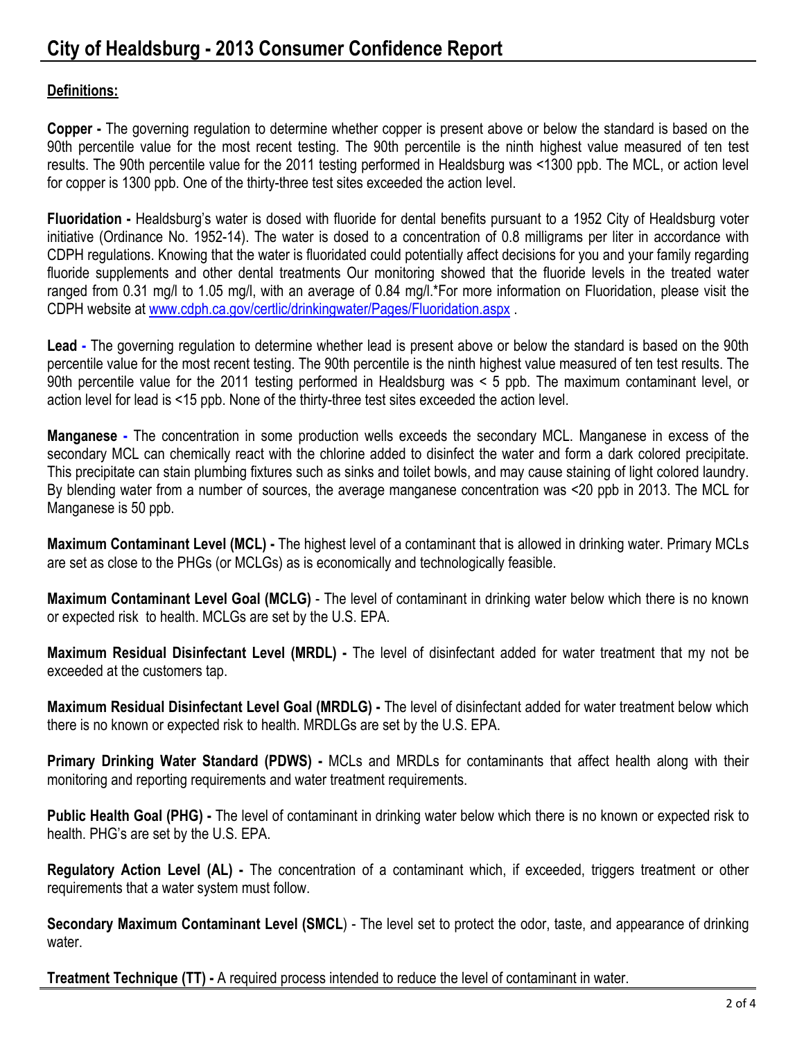# City of Healdsburg - 2013 Consumer Confidence Report

**Definitions:**

**Copper -** The governing regulation to determine whether copper is present above or below the standard is based on the 90th percentile value for the most recent testing. The 90th percentile is the ninth highest value measured of ten test results. The 90th percentile value for the 2011 testing performed in Healdsburg was <1300 ppb. The MCL, or action level for copper is 1300 ppb. One of the thirty-three test sites exceeded the action level.

**Fluoridation -** Healdsburg's water is dosed with fluoride for dental benefits pursuant to a 1952 City of Healdsburg voter initiative (Ordinance No. 1952-14). The water is dosed to a concentration of 0.8 milligrams per liter in accordance with CDPH regulations. Knowing that the water is fluoridated could potentially affect decisions for you and your family regarding fluoride supplements and other dental treatments Our monitoring showed that the fluoride levels in the treated water ranged from 0.31 mg/l to 1.05 mg/l, with an average of 0.84 mg/l.*For more information on Fluoridation, please visit the CDPH website at [www.cdph.ca.gov/certlic/drinkingwater/Pages/Fluoridation.aspx](www.cdph.ca.gov/certlic/drinkingwater/Pages/Fluoridation.aspx) .

**Lead -** The governing regulation to determine whether lead is present above or below the standard is based on the 90th percentile value for the most recent testing. The 90th percentile is the ninth highest value measured of ten test results. The 90th percentile value for the 2011 testing performed in Healdsburg was < 5 ppb. The maximum contaminant level, or action level for lead is <15 ppb. None of the thirty-three test sites exceeded the action level.

**Manganese -** The concentration in some production wells exceeds the secondary MCL. Manganese in excess of the secondary MCL can chemically react with the chlorine added to disinfect the water and form a dark colored precipitate. This precipitate can stain plumbing fixtures such as sinks and toilet bowls, and may cause staining of light colored laundry. By blending water from a number of sources, the average manganese concentration was <20 ppb in 2013. The MCL for Manganese is 50 ppb.

**Maximum Contaminant Level (MCL) -** The highest level of a contaminant that is allowed in drinking water. Primary MCLs are set as close to the PHGs (or MCLGs) as is economically and technologically feasible.

**Maximum Contaminant Level Goal (MCLG)** - The level of contaminant in drinking water below which there is no known or expected risk to health. MCLGs are set by the U.S. EPA.

**Maximum Residual Disinfectant Level (MRDL) -** The level of disinfectant added for water treatment that my not be exceeded at the customers tap.

**Maximum Residual Disinfectant Level Goal (MRDLG) -** The level of disinfectant added for water treatment below which there is no known or expected risk to health. MRDLGs are set by the U.S. EPA.

**Primary Drinking Water Standard (PDWS) -** MCLs and MRDLs for contaminants that affect health along with their monitoring and reporting requirements and water treatment requirements.

**Public Health Goal (PHG) -** The level of contaminant in drinking water below which there is no known or expected risk to health. PHG's are set by the U.S. EPA.

**Regulatory Action Level (AL) -** The concentration of a contaminant which, if exceeded, triggers treatment or other requirements that a water system must follow.

**Secondary Maximum Contaminant Level (SMCL**) - The level set to protect the odor, taste, and appearance of drinking water.

**Treatment Technique (TT) -** A required process intended to reduce the level of contaminant in water.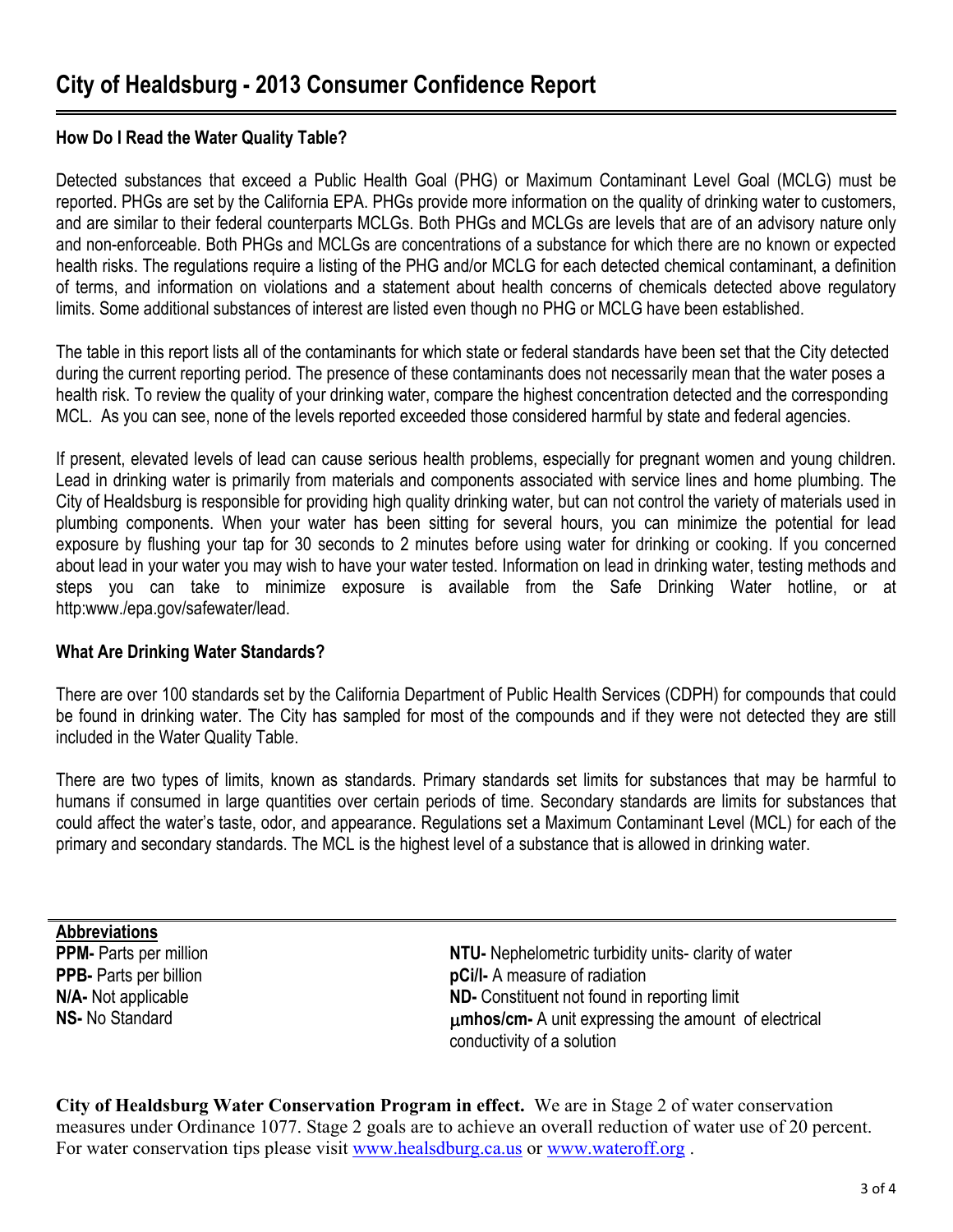# City of Healdsburg - 2013 Consumer Confidence Report

## How Do I Read the Water Quality Table?

Detected substances that exceed a Public Health Goal (PHG) or Maximum Contaminant Level Goal (MCLG) must be reported. PHGs are set by the California EPA. PHGs provide more information on the quality of drinking water to customers, and are similar to their federal counterparts MCLGs. Both PHGs and MCLGs are levels that are of an advisory nature only and non-enforceable. Both PHGs and MCLGs are concentrations of a substance for which there are no known or expected health risks. The regulations require a listing of the PHG and/or MCLG for each detected chemical contaminant, a definition of terms, and information on violations and a statement about health concerns of chemicals detected above regulatory limits. Some additional substances of interest are listed even though no PHG or MCLG have been established.

The table in this report lists all of the contaminants for which state or federal standards have been set that the City detected during the current reporting period. The presence of these contaminants does not necessarily mean that the water poses a health risk. To review the quality of your drinking water, compare the highest concentration detected and the corresponding MCL. As you can see, none of the levels reported exceeded those considered harmful by state and federal agencies.

If present, elevated levels of lead can cause serious health problems, especially for pregnant women and young children. Lead in drinking water is primarily from materials and components associated with service lines and home plumbing. The City of Healdsburg is responsible for providing high quality drinking water, but can not control the variety of materials used in plumbing components. When your water has been sitting for several hours, you can minimize the potential for lead exposure by flushing your tap for 30 seconds to 2 minutes before using water for drinking or cooking. If you concerned about lead in your water you may wish to have your water tested. Information on lead in drinking water, testing methods and steps you can take to minimize exposure is available from the Safe Drinking Water hotline, or at http:www./epa.gov/safewater/lead.

## What Are Drinking Water Standards?

There are over 100 standards set by the California Department of Public Health Services (CDPH) for compounds that could be found in drinking water. The City has sampled for most of the compounds and if they were not detected they are still included in the Water Quality Table.

There are two types of limits, known as standards. Primary standards set limits for substances that may be harmful to humans if consumed in large quantities over certain periods of time. Secondary standards are limits for substances that could affect the water's taste, odor, and appearance. Regulations set a Maximum Contaminant Level (MCL) for each of the primary and secondary standards. The MCL is the highest level of a substance that is allowed in drinking water.

**Abbreviations**

**PPM-** Parts per million
**PPB-** Parts per billion
**N/A-** Not applicable
**NS-** No Standard
**NTU-** Nephelometric turbidity units- clarity of water
**pCi/l-** A measure of radiation
**ND-** Constituent not found in reporting limit
**μmhos/cm-** A unit expressing the amount of electrical conductivity of a solution

**City of Healdsburg Water Conservation Program in effect.** We are in Stage 2 of water conservation measures under Ordinance 1077. Stage 2 goals are to achieve an overall reduction of water use of 20 percent. For water conservation tips please visit www.healsdburg.ca.us or www.wateroff.org .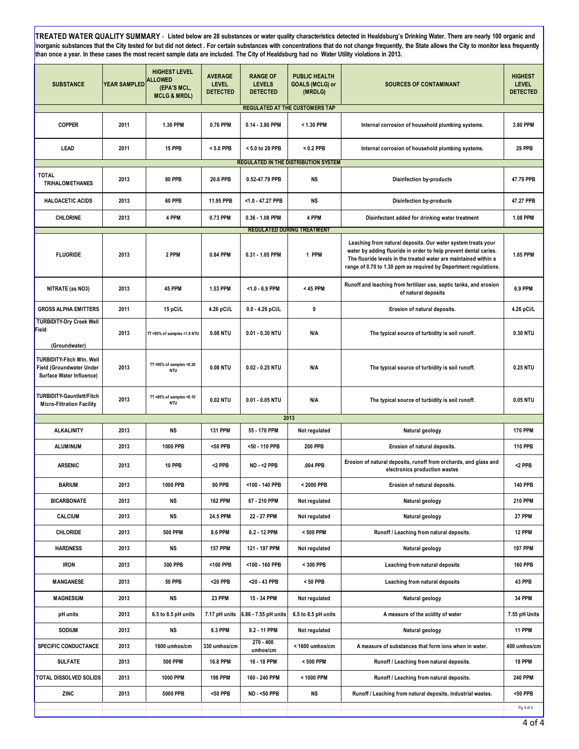**TREATED WATER QUALITY SUMMARY** - **Listed below are 28 substances or water quality characteristics detected in Healdsburg's Drinking Water. There are nearly 100 organic and inorganic substances that the City tested for but did not detect . For certain substances with concentrations that do not change frequently, the State allows the City to monitor less frequently than once a year. In these cases the most recent sample data are included. The City of Healdsburg had no Water Utility violations in 2013.**

| SUBSTANCE | YEAR SAMPLED | HIGHEST LEVEL ALLOWED (EPA'S MCL, MCLG & MRDL) | AVERAGE LEVEL DETECTED | RANGE OF LEVELS DETECTED | PUBLIC HEALTH GOALS (MCLG) or (MRDLG) | SOURCES OF CONTAMINANT | HIGHEST LEVEL DETECTED |
|---|---|---|---|---|---|---|---|
| **REGULATED AT THE CUSTOMERS TAP** | | | | | | | |
| COPPER | 2011 | 1.30 PPM | 0.76 PPM | 0.14 - 3.80 PPM | < 1.30 PPM | Internal corrosion of household plumbing systems. | 3.80 PPM |
| LEAD | 2011 | 15 PPB | < 5.0 PPB | < 5.0 to 29 PPB | < 0.2 PPB | Internal corrosion of household plumbing systems. | 29 PPB |
| **REGULATED IN THE DISTRIBUTION SYSTEM** | | | | | | | |
| TOTAL TRIHALOMETHANES | 2013 | 80 PPB | 20.6 PPB | 0.52-47.79 PPB | NS | Disinfection by-products | 47.79 PPB |
| HALOACETIC ACIDS | 2013 | 60 PPB | 11.95 PPB | <1.0 - 47.27 PPB | NS | Disinfection by-products | 47.27 PPB |
| CHLORINE | 2013 | 4 PPM | 0.73 PPM | 0.36 - 1.08 PPM | 4 PPM | Disinfectant added for drinking water treatment | 1.08 PPM |
| **REGULATED DURING TREATMENT** | | | | | | | |
| FLUORIDE | 2013 | 2 PPM | 0.84 PPM | 0.31 - 1.05 PPM | 1 PPM | Leaching from natural deposits. Our water system treats your water by adding fluoride in order to help prevent dental caries. The fluoride levels in the treated water are maintained within a range of 0.70 to 1.30 ppm as required by Department regulations. | 1.05 PPM |
| NITRATE (as NO3) | 2013 | 45 PPM | 1.53 PPM | <1.0 - 6.9 PPM | < 45 PPM | Runoff and leaching from fertilizer use, septic tanks, and erosion of natural deposits | 6.9 PPM |
| GROSS ALPHA EMITTERS | 2011 | 15 pCi/L | 4.26 pCi/L | 0.0 - 4.26 pCi/L | 0 | Erosion of natural deposits. | 4.26 pCi/L |
| TURBIDITY-Dry Creek Well Field (Groundwater) | 2013 | TT =95% of samples <1.0 NTU | 0.08 NTU | 0.01 - 0.30 NTU | N/A | The typical source of turbidity is soil runoff. | 0.30 NTU |
| TURBIDITY-Fitch Mtn. Well Field (Groundwater Under Surface Water Influence) | 2013 | TT =95% of samples <0.30 NTU | 0.08 NTU | 0.02 - 0.25 NTU | N/A | The typical source of turbidity is soil runoff. | 0.25 NTU |
| TURBIDITY-Gauntlett/Fitch Micro-Filtration Facility | 2013 | TT =95% of samples <0.10 NTU | 0.02 NTU | 0.01 - 0.05 NTU | N/A | The typical source of turbidity is soil runoff. | 0.05 NTU |
| **2013** | | | | | | | |
| ALKALINITY | 2013 | NS | 131 PPM | 55 - 170 PPM | Not regulated | Natural geology | 170 PPM |
| ALUMINUM | 2013 | 1000 PPB | <50 PPB | <50 - 110 PPB | 200 PPB | Erosion of natural deposits. | 110 PPB |
| ARSENIC | 2013 | 10 PPB | <2 PPB | ND - <2 PPB | .004 PPB | Erosion of natural deposits, runoff from orchards, and glass and electronics production wastes | <2 PPB |
| BARIUM | 2013 | 1000 PPB | 90 PPB | <100 - 140 PPB | < 2000 PPB | Erosion of natural deposits. | 140 PPB |
| BICARBONATE | 2013 | NS | 162 PPM | 67 - 210 PPM | Not regulated | Natural geology | 210 PPM |
| CALCIUM | 2013 | NS | 24.5 PPM | 22 - 27 PPM | Not regulated | Natural geology | 27 PPM |
| CHLORIDE | 2013 | 500 PPM | 8.6 PPM | 6.2 - 12 PPM | < 500 PPM | Runoff / Leaching from natural deposits. | 12 PPM |
| HARDNESS | 2013 | NS | 157 PPM | 121 - 197 PPM | Not regulated | Natural geology | 197 PPM |
| IRON | 2013 | 300 PPB | <100 PPB | <100 - 160 PPB | < 300 PPB | Leaching from natural deposits | 160 PPB |
| MANGANESE | 2013 | 50 PPB | <20 PPB | <20 - 43 PPB | < 50 PPB | Leaching from natural deposits | 43 PPB |
| MAGNESIUM | 2013 | NS | 23 PPM | 15 - 34 PPM | Not regulated | Natural geology | 34 PPM |
| pH units | 2013 | 6.5 to 8.5 pH units | 7.17 pH units | 6.86 - 7.55 pH units | 6.5 to 8.5 pH units | A measure of the acidity of water | 7.55 pH Units |
| SODIUM | 2013 | NS | 9.3 PPM | 8.2 - 11 PPM | Not regulated | Natural geology | 11 PPM |
| SPECIFIC CONDUCTANCE | 2013 | 1600 umhos/cm | 330 umhos/cm | 270 - 400 umhos/cm | < 1600 umhos/cm | A measure of substances that form ions when in water. | 400 umhos/cm |
| SULFATE | 2013 | 500 PPM | 16.8 PPM | 16 - 18 PPM | < 500 PPM | Runoff / Leaching from natural deposits. | 18 PPM |
| TOTAL DISSOLVED SOLIDS | 2013 | 1000 PPM | 198 PPM | 160 - 240 PPM | < 1000 PPM | Runoff / Leaching from natural deposits. | 240 PPM |
| ZINC | 2013 | 5000 PPB | <50 PPB | ND - <50 PPB | NS | Runoff / Leaching from natural deposits, industrial wastes. | <50 PPB |